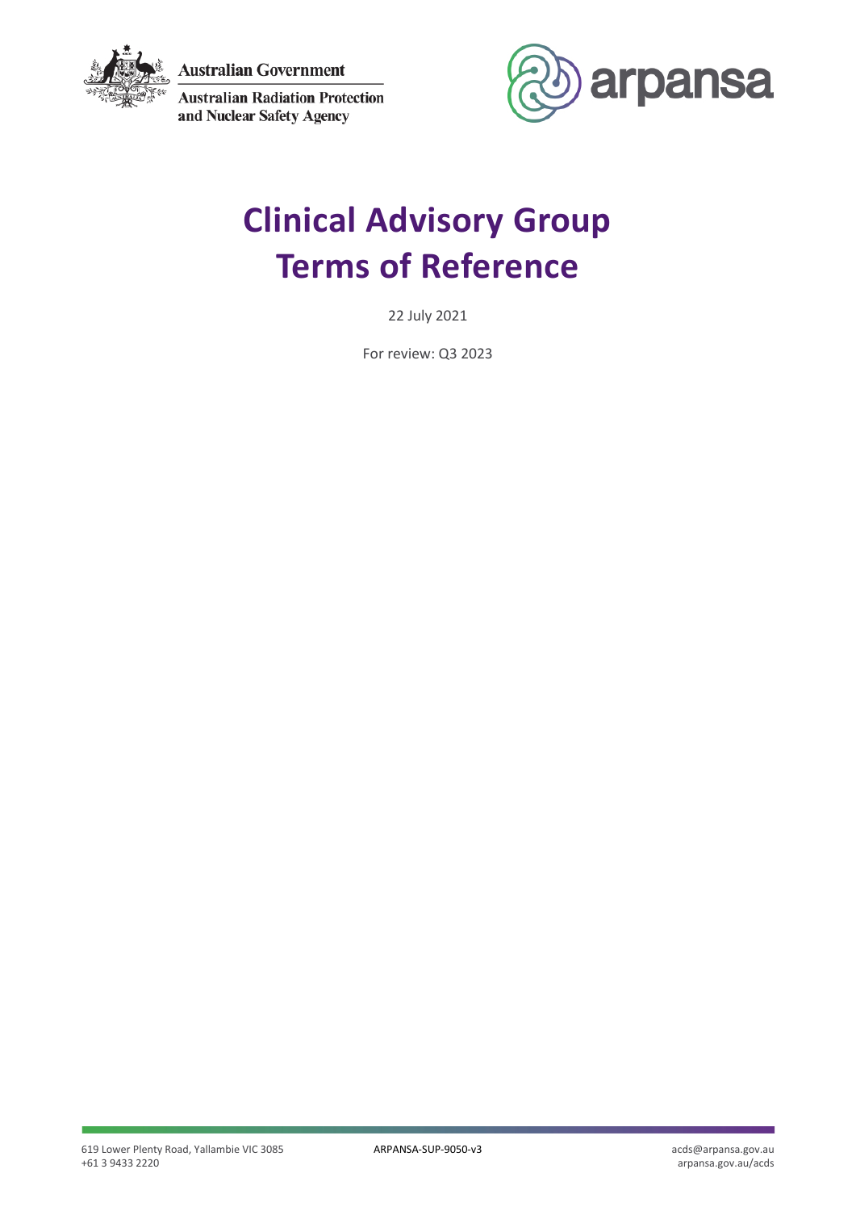Australian Government

Australian Radiation Protection and Nuclear Safety Agency

arpansa

# Clinical Advisory Group Terms of Reference

22 July 2021

For review: Q3 2023

619 Lower Plenty Road, Yallambie VIC 3085
+61 3 9433 2220

ARPANSA-SUP-9050-v3

acds@arpansa.gov.au
arpansa.gov.au/acds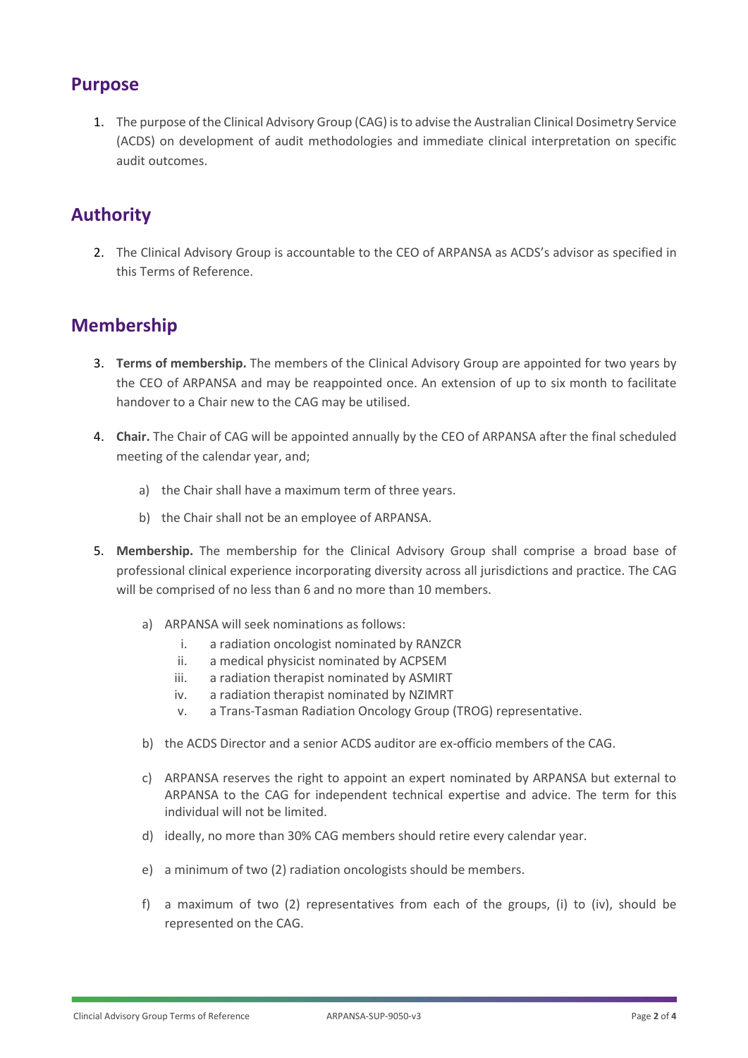## Purpose

1. The purpose of the Clinical Advisory Group (CAG) is to advise the Australian Clinical Dosimetry Service (ACDS) on development of audit methodologies and immediate clinical interpretation on specific audit outcomes.

## Authority

2. The Clinical Advisory Group is accountable to the CEO of ARPANSA as ACDS's advisor as specified in this Terms of Reference.

## Membership

3. **Terms of membership.** The members of the Clinical Advisory Group are appointed for two years by the CEO of ARPANSA and may be reappointed once. An extension of up to six month to facilitate handover to a Chair new to the CAG may be utilised.

4. **Chair.** The Chair of CAG will be appointed annually by the CEO of ARPANSA after the final scheduled meeting of the calendar year, and;

   a) the Chair shall have a maximum term of three years.

   b) the Chair shall not be an employee of ARPANSA.

5. **Membership.** The membership for the Clinical Advisory Group shall comprise a broad base of professional clinical experience incorporating diversity across all jurisdictions and practice. The CAG will be comprised of no less than 6 and no more than 10 members.

   a) ARPANSA will seek nominations as follows:
      i. a radiation oncologist nominated by RANZCR
      ii. a medical physicist nominated by ACPSEM
      iii. a radiation therapist nominated by ASMIRT
      iv. a radiation therapist nominated by NZIMRT
      v. a Trans-Tasman Radiation Oncology Group (TROG) representative.

   b) the ACDS Director and a senior ACDS auditor are ex-officio members of the CAG.

   c) ARPANSA reserves the right to appoint an expert nominated by ARPANSA but external to ARPANSA to the CAG for independent technical expertise and advice. The term for this individual will not be limited.

   d) ideally, no more than 30% CAG members should retire every calendar year.

   e) a minimum of two (2) radiation oncologists should be members.

   f) a maximum of two (2) representatives from each of the groups, (i) to (iv), should be represented on the CAG.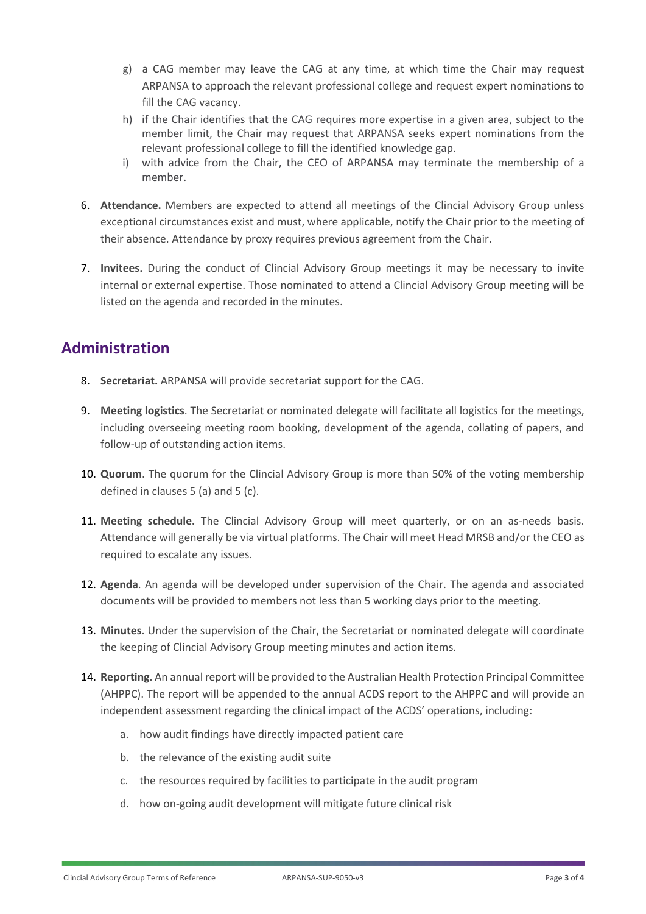g) a CAG member may leave the CAG at any time, at which time the Chair may request ARPANSA to approach the relevant professional college and request expert nominations to fill the CAG vacancy.

h) if the Chair identifies that the CAG requires more expertise in a given area, subject to the member limit, the Chair may request that ARPANSA seeks expert nominations from the relevant professional college to fill the identified knowledge gap.

i) with advice from the Chair, the CEO of ARPANSA may terminate the membership of a member.

6. **Attendance.** Members are expected to attend all meetings of the Clincial Advisory Group unless exceptional circumstances exist and must, where applicable, notify the Chair prior to the meeting of their absence. Attendance by proxy requires previous agreement from the Chair.

7. **Invitees.** During the conduct of Clincial Advisory Group meetings it may be necessary to invite internal or external expertise. Those nominated to attend a Clincial Advisory Group meeting will be listed on the agenda and recorded in the minutes.

## Administration

8. **Secretariat.** ARPANSA will provide secretariat support for the CAG.

9. **Meeting logistics**. The Secretariat or nominated delegate will facilitate all logistics for the meetings, including overseeing meeting room booking, development of the agenda, collating of papers, and follow-up of outstanding action items.

10. **Quorum**. The quorum for the Clincial Advisory Group is more than 50% of the voting membership defined in clauses 5 (a) and 5 (c).

11. **Meeting schedule.** The Clincial Advisory Group will meet quarterly, or on an as-needs basis. Attendance will generally be via virtual platforms. The Chair will meet Head MRSB and/or the CEO as required to escalate any issues.

12. **Agenda**. An agenda will be developed under supervision of the Chair. The agenda and associated documents will be provided to members not less than 5 working days prior to the meeting.

13. **Minutes**. Under the supervision of the Chair, the Secretariat or nominated delegate will coordinate the keeping of Clincial Advisory Group meeting minutes and action items.

14. **Reporting**. An annual report will be provided to the Australian Health Protection Principal Committee (AHPPC). The report will be appended to the annual ACDS report to the AHPPC and will provide an independent assessment regarding the clinical impact of the ACDS' operations, including:

    a. how audit findings have directly impacted patient care

    b. the relevance of the existing audit suite

    c. the resources required by facilities to participate in the audit program

    d. how on-going audit development will mitigate future clinical risk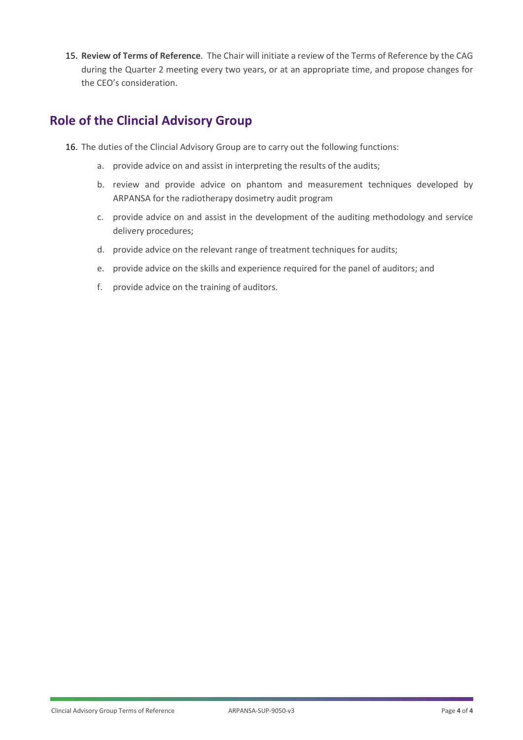15. **Review of Terms of Reference**. The Chair will initiate a review of the Terms of Reference by the CAG during the Quarter 2 meeting every two years, or at an appropriate time, and propose changes for the CEO's consideration.

## Role of the Clincial Advisory Group

16. The duties of the Clincial Advisory Group are to carry out the following functions:
    a. provide advice on and assist in interpreting the results of the audits;
    b. review and provide advice on phantom and measurement techniques developed by ARPANSA for the radiotherapy dosimetry audit program
    c. provide advice on and assist in the development of the auditing methodology and service delivery procedures;
    d. provide advice on the relevant range of treatment techniques for audits;
    e. provide advice on the skills and experience required for the panel of auditors; and
    f. provide advice on the training of auditors.